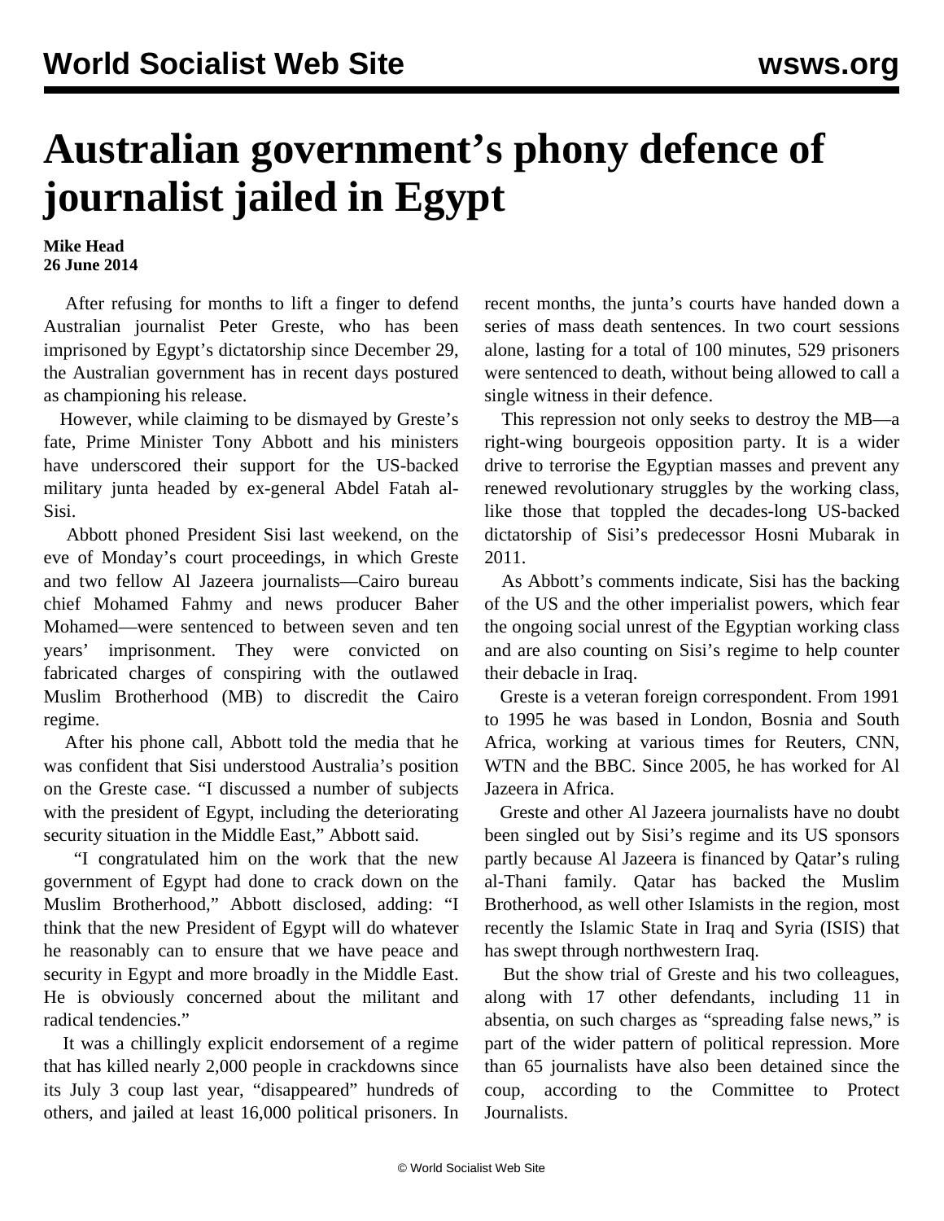# Australian government's phony defence of journalist jailed in Egypt

**Mike Head**
**26 June 2014**

After refusing for months to lift a finger to defend Australian journalist Peter Greste, who has been imprisoned by Egypt's dictatorship since December 29, the Australian government has in recent days postured as championing his release.

However, while claiming to be dismayed by Greste's fate, Prime Minister Tony Abbott and his ministers have underscored their support for the US-backed military junta headed by ex-general Abdel Fatah al-Sisi.

Abbott phoned President Sisi last weekend, on the eve of Monday's court proceedings, in which Greste and two fellow Al Jazeera journalists—Cairo bureau chief Mohamed Fahmy and news producer Baher Mohamed—were sentenced to between seven and ten years' imprisonment. They were convicted on fabricated charges of conspiring with the outlawed Muslim Brotherhood (MB) to discredit the Cairo regime.

After his phone call, Abbott told the media that he was confident that Sisi understood Australia's position on the Greste case. "I discussed a number of subjects with the president of Egypt, including the deteriorating security situation in the Middle East," Abbott said.

"I congratulated him on the work that the new government of Egypt had done to crack down on the Muslim Brotherhood," Abbott disclosed, adding: "I think that the new President of Egypt will do whatever he reasonably can to ensure that we have peace and security in Egypt and more broadly in the Middle East. He is obviously concerned about the militant and radical tendencies."

It was a chillingly explicit endorsement of a regime that has killed nearly 2,000 people in crackdowns since its July 3 coup last year, "disappeared" hundreds of others, and jailed at least 16,000 political prisoners. In recent months, the junta's courts have handed down a series of mass death sentences. In two court sessions alone, lasting for a total of 100 minutes, 529 prisoners were sentenced to death, without being allowed to call a single witness in their defence.

This repression not only seeks to destroy the MB—a right-wing bourgeois opposition party. It is a wider drive to terrorise the Egyptian masses and prevent any renewed revolutionary struggles by the working class, like those that toppled the decades-long US-backed dictatorship of Sisi's predecessor Hosni Mubarak in 2011.

As Abbott's comments indicate, Sisi has the backing of the US and the other imperialist powers, which fear the ongoing social unrest of the Egyptian working class and are also counting on Sisi's regime to help counter their debacle in Iraq.

Greste is a veteran foreign correspondent. From 1991 to 1995 he was based in London, Bosnia and South Africa, working at various times for Reuters, CNN, WTN and the BBC. Since 2005, he has worked for Al Jazeera in Africa.

Greste and other Al Jazeera journalists have no doubt been singled out by Sisi's regime and its US sponsors partly because Al Jazeera is financed by Qatar's ruling al-Thani family. Qatar has backed the Muslim Brotherhood, as well other Islamists in the region, most recently the Islamic State in Iraq and Syria (ISIS) that has swept through northwestern Iraq.

But the show trial of Greste and his two colleagues, along with 17 other defendants, including 11 in absentia, on such charges as "spreading false news," is part of the wider pattern of political repression. More than 65 journalists have also been detained since the coup, according to the Committee to Protect Journalists.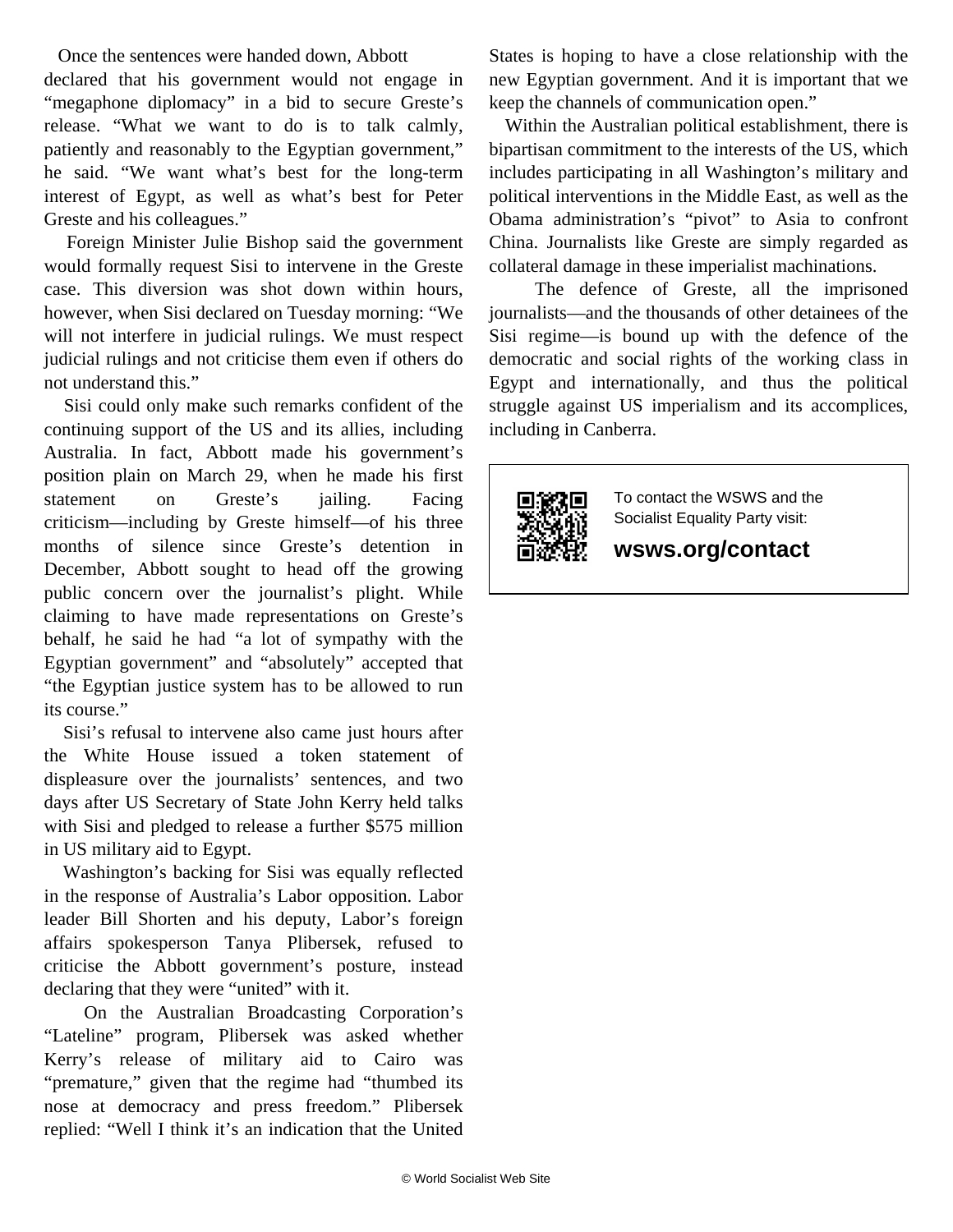Once the sentences were handed down, Abbott declared that his government would not engage in "megaphone diplomacy" in a bid to secure Greste's release. "What we want to do is to talk calmly, patiently and reasonably to the Egyptian government," he said. "We want what's best for the long-term interest of Egypt, as well as what's best for Peter Greste and his colleagues."

Foreign Minister Julie Bishop said the government would formally request Sisi to intervene in the Greste case. This diversion was shot down within hours, however, when Sisi declared on Tuesday morning: "We will not interfere in judicial rulings. We must respect judicial rulings and not criticise them even if others do not understand this."

Sisi could only make such remarks confident of the continuing support of the US and its allies, including Australia. In fact, Abbott made his government's position plain on March 29, when he made his first statement on Greste's jailing. Facing criticism—including by Greste himself—of his three months of silence since Greste's detention in December, Abbott sought to head off the growing public concern over the journalist's plight. While claiming to have made representations on Greste's behalf, he said he had "a lot of sympathy with the Egyptian government" and "absolutely" accepted that "the Egyptian justice system has to be allowed to run its course."

Sisi's refusal to intervene also came just hours after the White House issued a token statement of displeasure over the journalists' sentences, and two days after US Secretary of State John Kerry held talks with Sisi and pledged to release a further $575 million in US military aid to Egypt.

Washington's backing for Sisi was equally reflected in the response of Australia's Labor opposition. Labor leader Bill Shorten and his deputy, Labor's foreign affairs spokesperson Tanya Plibersek, refused to criticise the Abbott government's posture, instead declaring that they were "united" with it.

On the Australian Broadcasting Corporation's "Lateline" program, Plibersek was asked whether Kerry's release of military aid to Cairo was "premature," given that the regime had "thumbed its nose at democracy and press freedom." Plibersek replied: "Well I think it's an indication that the United States is hoping to have a close relationship with the new Egyptian government. And it is important that we keep the channels of communication open."

Within the Australian political establishment, there is bipartisan commitment to the interests of the US, which includes participating in all Washington's military and political interventions in the Middle East, as well as the Obama administration's "pivot" to Asia to confront China. Journalists like Greste are simply regarded as collateral damage in these imperialist machinations.

The defence of Greste, all the imprisoned journalists—and the thousands of other detainees of the Sisi regime—is bound up with the defence of the democratic and social rights of the working class in Egypt and internationally, and thus the political struggle against US imperialism and its accomplices, including in Canberra.

To contact the WSWS and the Socialist Equality Party visit:

**wsws.org/contact**